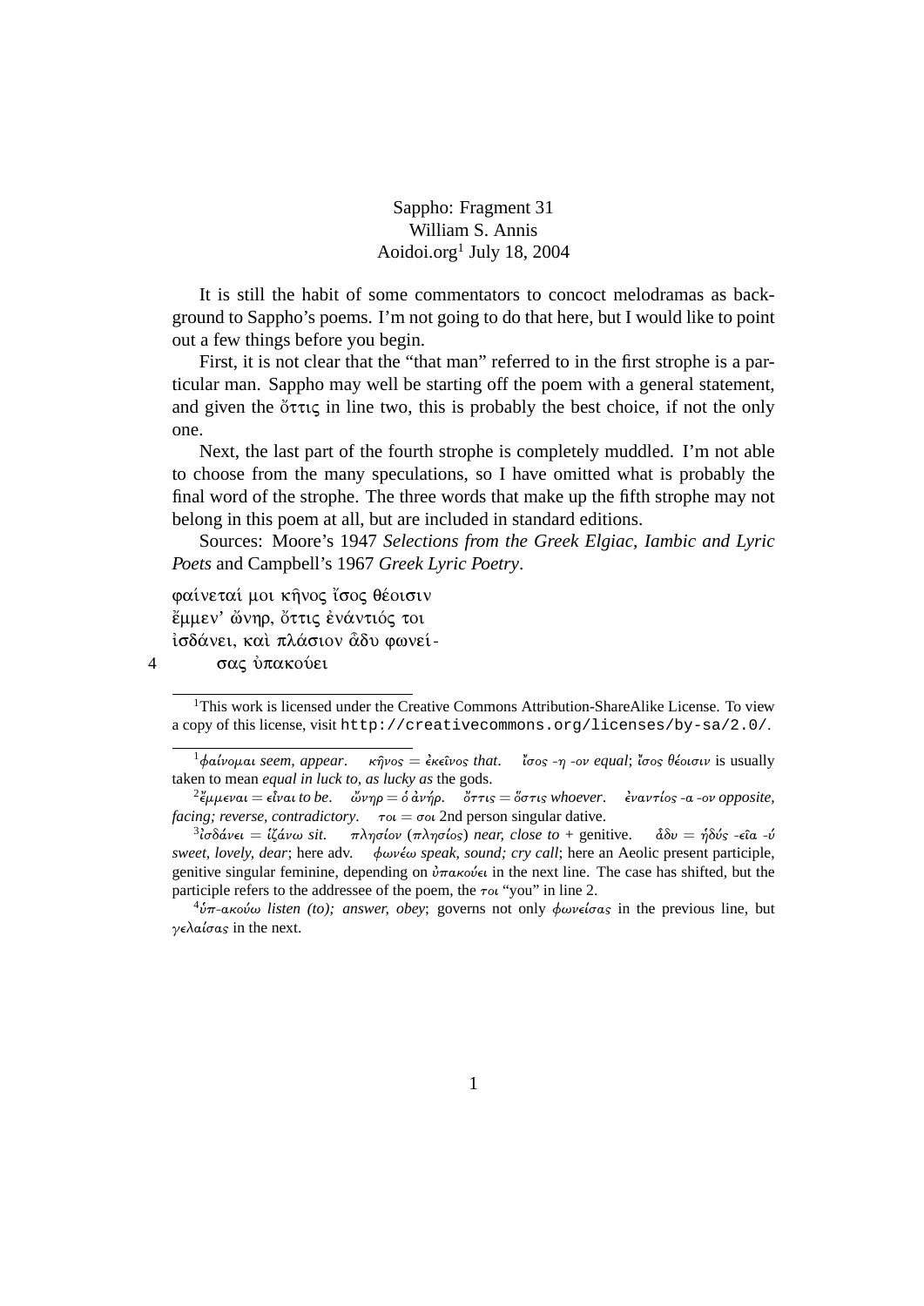# Sappho: Fragment 31

William S. Annis

Aoidoi.org[1] July 18, 2004

It is still the habit of some commentators to concoct melodramas as background to Sappho's poems. I'm not going to do that here, but I would like to point out a few things before you begin.

First, it is not clear that the "that man" referred to in the first strophe is a particular man. Sappho may well be starting off the poem with a general statement, and given the ὄττις in line two, this is probably the best choice, if not the only one.

Next, the last part of the fourth strophe is completely muddled. I'm not able to choose from the many speculations, so I have omitted what is probably the final word of the strophe. The three words that make up the fifth strophe may not belong in this poem at all, but are included in standard editions.

Sources: Moore's 1947 *Selections from the Greek Elgiac, Iambic and Lyric Poets* and Campbell's 1967 *Greek Lyric Poetry*.

φαίνεταί μοι κῆνος ἴσος θέοισιν  
ἔμμεν' ὤνηρ, ὄττις ἐνάντιός τοι  
ἰσδάνει, καὶ πλάσιον ἆδυ φωνεί-  
4 σας ὐπακούει

---

[1] This work is licensed under the Creative Commons Attribution-ShareAlike License. To view a copy of this license, visit http://creativecommons.org/licenses/by-sa/2.0/.

---

1 *φαίνομαι seem, appear*. *κῆνος = ἐκεῖνος that*. *ἴσος -η -ον equal*; *ἴσος θέοισιν* is usually taken to mean *equal in luck to, as lucky as* the gods.

2 *ἔμμεναι = εἶναι to be*. *ὤνηρ = ὁ ἀνήρ*. *ὄττις = ὅστις whoever*. *ἐναντίος -α -ον opposite, facing; reverse, contradictory*. *τοι = σοι* 2nd person singular dative.

3 *ἰσδάνει = ἱζάνω sit*. *πλησίον* (*πλησίος*) *near, close to* + genitive. *ἆδυ = ἡδύς -εῖα -ύ sweet, lovely, dear*; here adv. *φωνέω speak, sound; cry call*; here an Aeolic present participle, genitive singular feminine, depending on *ὐπακούει* in the next line. The case has shifted, but the participle refers to the addressee of the poem, the *τοι* "you" in line 2.

4 *ὑπ-ακούω listen (to); answer, obey*; governs not only *φωνείσας* in the previous line, but *γελαίσας* in the next.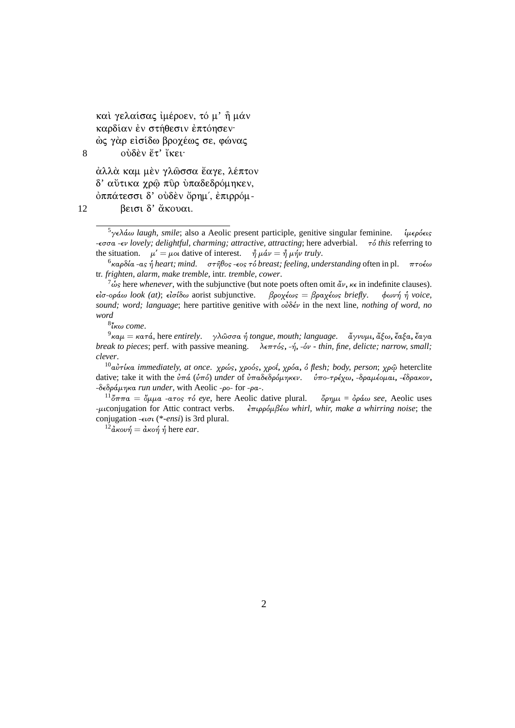καὶ γελαίσας ἰμέροεν, τό μ’ ἦ μάν  
καρδίαν ἐν στήθεσιν ἐπτόησεν·  
ὡς γὰρ εἰσίδω βροχέως σε, φώνας  
8 οὐδὲν ἔτ’ ἴκει·

ἀλλὰ καμ μὲν γλῶσσα ἔαγε, λέπτον  
δ’ αὔτικα χρῷ πῦρ ὑπαδεδρόμηκεν,  
ὀππάτεσσι δ’ οὐδὲν ὄρημ΄, ἐπιρρόμ-  
12 βεισι δ’ ἄκουαι.

---

[5] *γελάω* *laugh, smile*; also a Aeolic present participle, genitive singular feminine. *ἱμερόεις -εσσα -εν* *lovely; delightful, charming; attractive, attracting*; here adverbial. *τό* *this* referring to the situation. *μ′* = *μοι* dative of interest. *ἦ μάν* = *ἦ μήν* *truly*.

[6] *καρδία -ας ἡ* *heart; mind*. *στῆθος -εος τό* *breast; feeling, understanding* often in pl. *πτοέω* tr. *frighten, alarm, make tremble*, intr. *tremble, cower*.

[7] *ὡς* here *whenever*, with the subjunctive (but note poets often omit *ἄν*, *κε* in indefinite clauses). *εἰσ-οράω* *look (at)*; *εἰσίδω* aorist subjunctive. *βροχέως* = *βραχέως* *briefly*. *φωνή ἡ* *voice, sound; word; language*; here partitive genitive with *οὐδέν* in the next line, *nothing of word, no word*

[8] *ἵκω* *come*.

[9] *καμ* = *κατά*, here *entirely*. *γλῶσσα ἡ* *tongue, mouth; language*. *ἄγνυμι, ἄξω, ἔαξα, ἔαγα* *break to pieces*; perf. with passive meaning. *λεπτός, -ή, -όν* - *thin, fine, delicte; narrow, small; clever*.

[10] *αὐτίκα* *immediately, at once*. *χρώς, χροός, χροΐ, χρόα, ὁ* *flesh; body, person*; *χρῷ* heterclite dative; take it with the *ὐπά* (*ὑπό*) *under* of *ὑπαδεδρόμηκεν*. *ὑπο-τρέχω, -δραμέομαι, -έδρακον, -δεδράμηκα* *run under*, with Aeolic *-ρο-* for *-ρα-*.

[11] *ὄππα* = *ὄμμα -ατος τό* *eye*, here Aeolic dative plural. *ὄρημι* = *ὁράω* *see*, Aeolic uses *-μι*conjugation for Attic contract verbs. *ἐπιρρόμβέω* *whirl, whir, make a whirring noise*; the conjugation *-εισι* (*\*-ensi*) is 3rd plural.

[12] *ἀκουή* = *ἀκοή ἡ* here *ear*.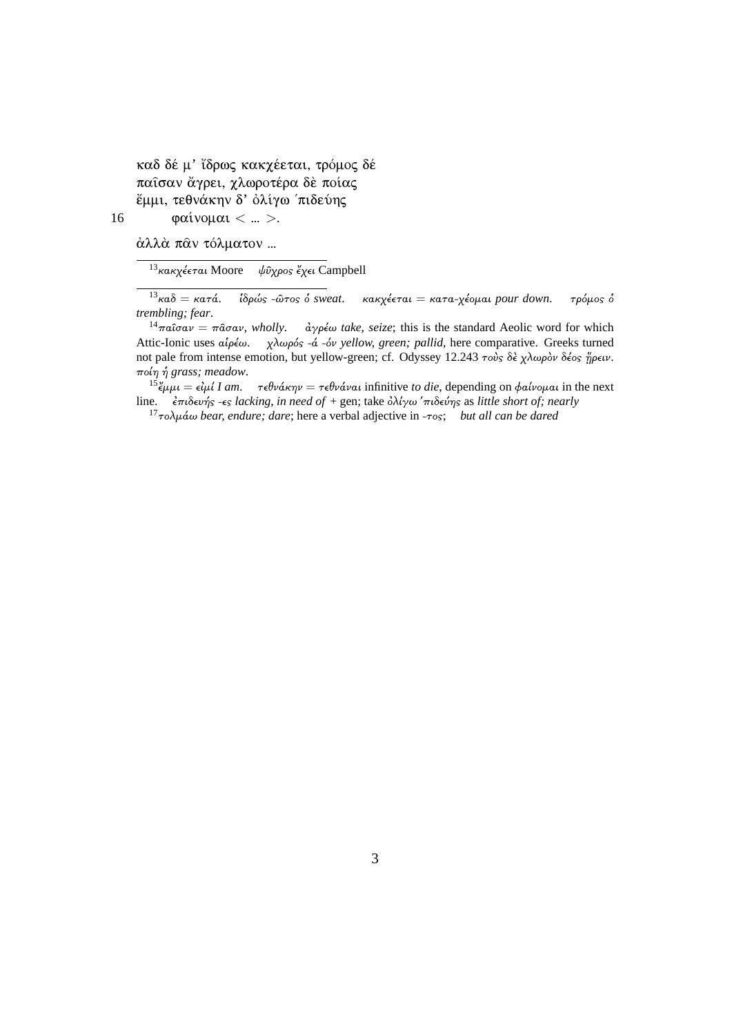καδ δέ μ' ἴδρως κακχέεται, τρόμος δέ
παῖσαν ἄγρει, χλωροτέρα δὲ ποίας
ἔμμι, τεθνάκην δ' ὀλίγω 'πιδεύης
16 φαίνομαι < ... >.

ἀλλὰ πᾶν τόλματον ...

---

[13] κακχέεται Moore ψῦχρος ἔχει Campbell

---

[13] καδ = κατά. ἰδρώς -ῶτος ὁ *sweat*. κακχέεται = κατα-χέομαι *pour down*. τρόμος ὁ *trembling; fear*.

[14] παῖσαν = πᾶσαν, *wholly*. ἀγρέω *take, seize*; this is the standard Aeolic word for which Attic-Ionic uses αἱρέω. χλωρός -ά -όν *yellow, green; pallid*, here comparative. Greeks turned not pale from intense emotion, but yellow-green; cf. Odyssey 12.243 τοὺς δὲ χλωρὸν δέος ᾕρειν. ποίη ἡ *grass; meadow*.

[15] ἔμμι = εἰμί *I am*. τεθνάκην = τεθνάναι infinitive *to die*, depending on φαίνομαι in the next line. ἐπιδευής -ες *lacking, in need of* + gen; take ὀλίγω 'πιδεύης as *little short of; nearly*

[17] τολμάω *bear, endure; dare*; here a verbal adjective in -τος; *but all can be dared*